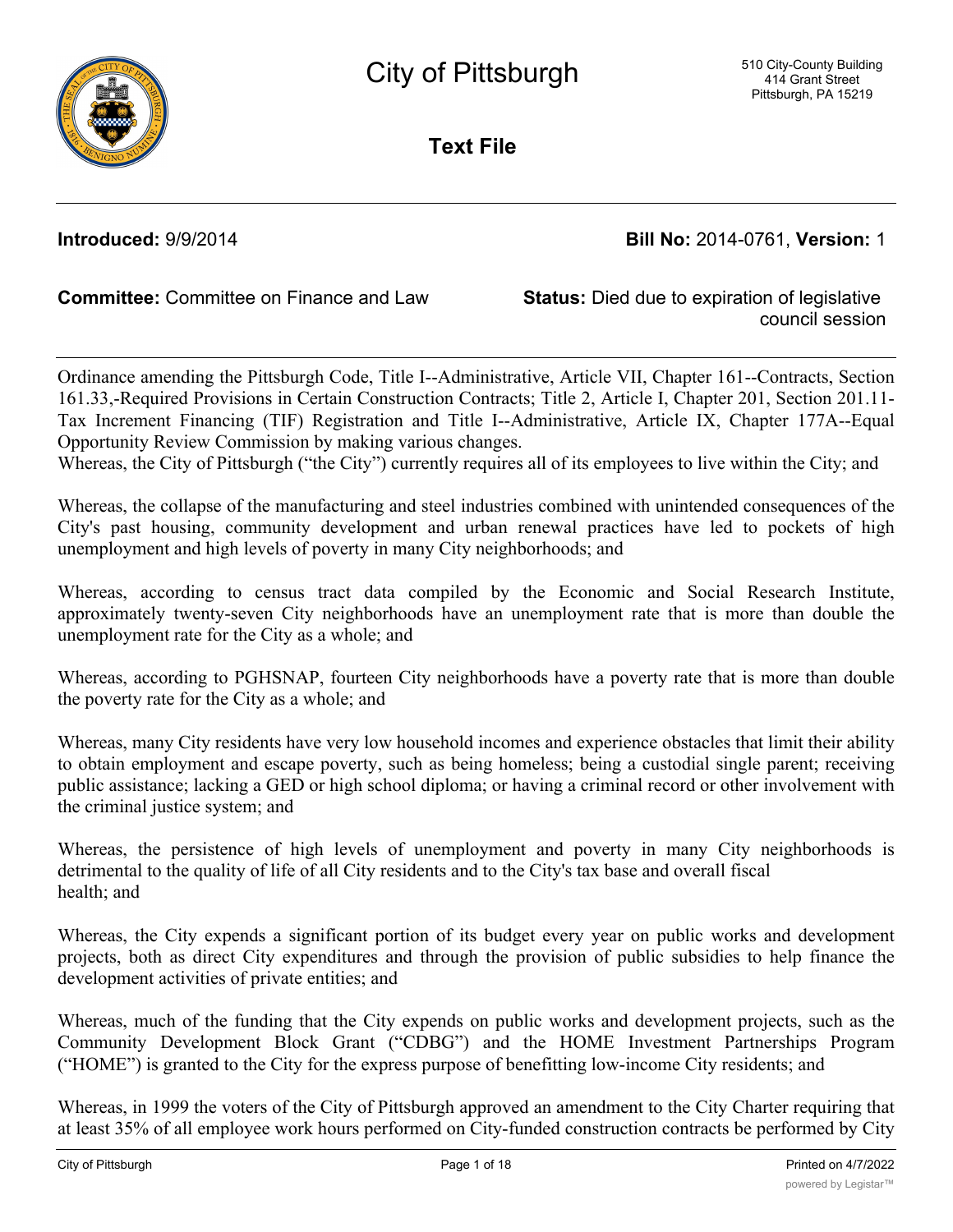# City of Pittsburgh

510 City-County Building
414 Grant Street
Pittsburgh, PA 15219

## Text File

**Introduced:** 9/9/2014 **Bill No:** 2014-0761, **Version:** 1

**Committee:** Committee on Finance and Law **Status:** Died due to expiration of legislative council session

Ordinance amending the Pittsburgh Code, Title I--Administrative, Article VII, Chapter 161--Contracts, Section 161.33,-Required Provisions in Certain Construction Contracts; Title 2, Article I, Chapter 201, Section 201.11-Tax Increment Financing (TIF) Registration and Title I--Administrative, Article IX, Chapter 177A--Equal Opportunity Review Commission by making various changes.

Whereas, the City of Pittsburgh ("the City") currently requires all of its employees to live within the City; and

Whereas, the collapse of the manufacturing and steel industries combined with unintended consequences of the City's past housing, community development and urban renewal practices have led to pockets of high unemployment and high levels of poverty in many City neighborhoods; and

Whereas, according to census tract data compiled by the Economic and Social Research Institute, approximately twenty-seven City neighborhoods have an unemployment rate that is more than double the unemployment rate for the City as a whole; and

Whereas, according to PGHSNAP, fourteen City neighborhoods have a poverty rate that is more than double the poverty rate for the City as a whole; and

Whereas, many City residents have very low household incomes and experience obstacles that limit their ability to obtain employment and escape poverty, such as being homeless; being a custodial single parent; receiving public assistance; lacking a GED or high school diploma; or having a criminal record or other involvement with the criminal justice system; and

Whereas, the persistence of high levels of unemployment and poverty in many City neighborhoods is detrimental to the quality of life of all City residents and to the City's tax base and overall fiscal health; and

Whereas, the City expends a significant portion of its budget every year on public works and development projects, both as direct City expenditures and through the provision of public subsidies to help finance the development activities of private entities; and

Whereas, much of the funding that the City expends on public works and development projects, such as the Community Development Block Grant ("CDBG") and the HOME Investment Partnerships Program ("HOME") is granted to the City for the express purpose of benefitting low-income City residents; and

Whereas, in 1999 the voters of the City of Pittsburgh approved an amendment to the City Charter requiring that at least 35% of all employee work hours performed on City-funded construction contracts be performed by City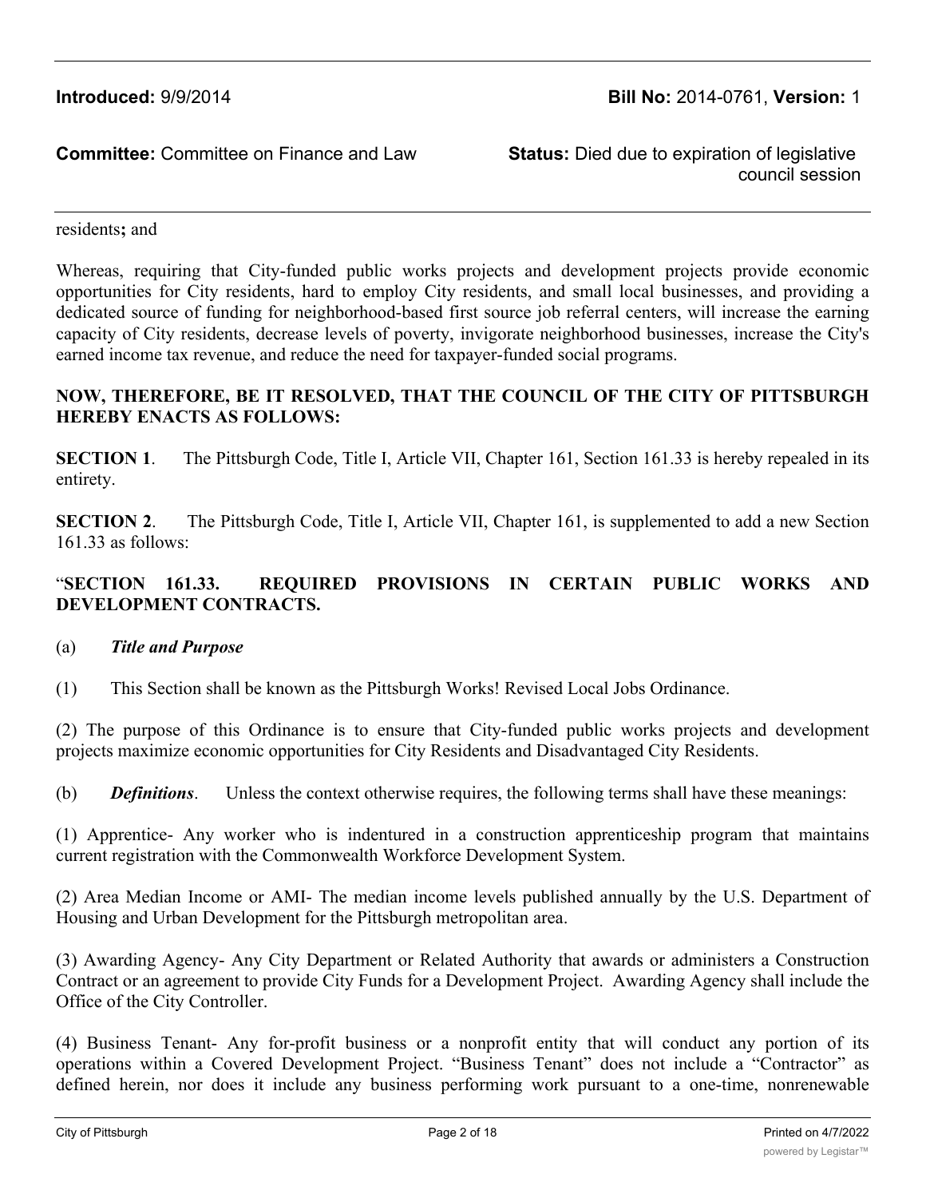residents**;** and

Whereas, requiring that City-funded public works projects and development projects provide economic opportunities for City residents, hard to employ City residents, and small local businesses, and providing a dedicated source of funding for neighborhood-based first source job referral centers, will increase the earning capacity of City residents, decrease levels of poverty, invigorate neighborhood businesses, increase the City's earned income tax revenue, and reduce the need for taxpayer-funded social programs.

**NOW, THEREFORE, BE IT RESOLVED, THAT THE COUNCIL OF THE CITY OF PITTSBURGH HEREBY ENACTS AS FOLLOWS:**

**SECTION 1**. The Pittsburgh Code, Title I, Article VII, Chapter 161, Section 161.33 is hereby repealed in its entirety.

**SECTION 2**. The Pittsburgh Code, Title I, Article VII, Chapter 161, is supplemented to add a new Section 161.33 as follows:

"**SECTION 161.33. REQUIRED PROVISIONS IN CERTAIN PUBLIC WORKS AND DEVELOPMENT CONTRACTS.**

(a) ***Title and Purpose***

(1) This Section shall be known as the Pittsburgh Works! Revised Local Jobs Ordinance.

(2) The purpose of this Ordinance is to ensure that City-funded public works projects and development projects maximize economic opportunities for City Residents and Disadvantaged City Residents.

(b) ***Definitions***. Unless the context otherwise requires, the following terms shall have these meanings:

(1) Apprentice- Any worker who is indentured in a construction apprenticeship program that maintains current registration with the Commonwealth Workforce Development System.

(2) Area Median Income or AMI- The median income levels published annually by the U.S. Department of Housing and Urban Development for the Pittsburgh metropolitan area.

(3) Awarding Agency- Any City Department or Related Authority that awards or administers a Construction Contract or an agreement to provide City Funds for a Development Project. Awarding Agency shall include the Office of the City Controller.

(4) Business Tenant- Any for-profit business or a nonprofit entity that will conduct any portion of its operations within a Covered Development Project. "Business Tenant" does not include a "Contractor" as defined herein, nor does it include any business performing work pursuant to a one-time, nonrenewable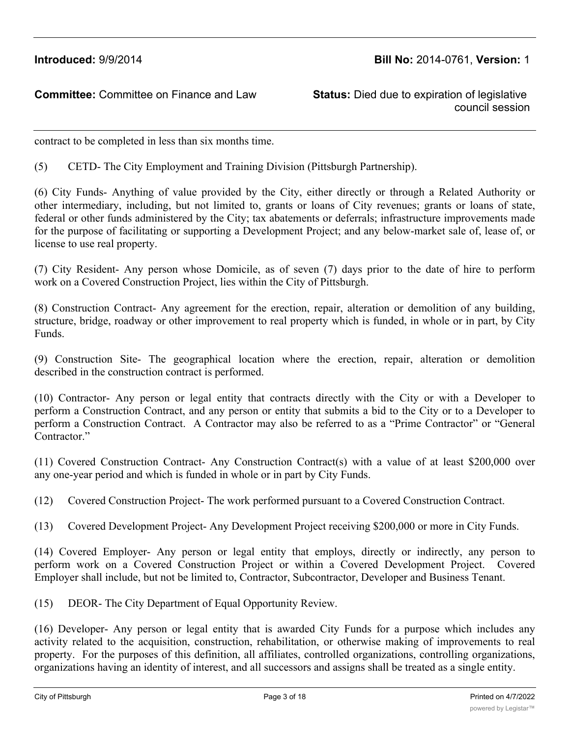contract to be completed in less than six months time.

(5) CETD- The City Employment and Training Division (Pittsburgh Partnership).

(6) City Funds- Anything of value provided by the City, either directly or through a Related Authority or other intermediary, including, but not limited to, grants or loans of City revenues; grants or loans of state, federal or other funds administered by the City; tax abatements or deferrals; infrastructure improvements made for the purpose of facilitating or supporting a Development Project; and any below-market sale of, lease of, or license to use real property.

(7) City Resident- Any person whose Domicile, as of seven (7) days prior to the date of hire to perform work on a Covered Construction Project, lies within the City of Pittsburgh.

(8) Construction Contract- Any agreement for the erection, repair, alteration or demolition of any building, structure, bridge, roadway or other improvement to real property which is funded, in whole or in part, by City Funds.

(9) Construction Site- The geographical location where the erection, repair, alteration or demolition described in the construction contract is performed.

(10) Contractor- Any person or legal entity that contracts directly with the City or with a Developer to perform a Construction Contract, and any person or entity that submits a bid to the City or to a Developer to perform a Construction Contract. A Contractor may also be referred to as a "Prime Contractor" or "General Contractor."

(11) Covered Construction Contract- Any Construction Contract(s) with a value of at least $200,000 over any one-year period and which is funded in whole or in part by City Funds.

(12) Covered Construction Project- The work performed pursuant to a Covered Construction Contract.

(13) Covered Development Project- Any Development Project receiving $200,000 or more in City Funds.

(14) Covered Employer- Any person or legal entity that employs, directly or indirectly, any person to perform work on a Covered Construction Project or within a Covered Development Project. Covered Employer shall include, but not be limited to, Contractor, Subcontractor, Developer and Business Tenant.

(15) DEOR- The City Department of Equal Opportunity Review.

(16) Developer- Any person or legal entity that is awarded City Funds for a purpose which includes any activity related to the acquisition, construction, rehabilitation, or otherwise making of improvements to real property. For the purposes of this definition, all affiliates, controlled organizations, controlling organizations, organizations having an identity of interest, and all successors and assigns shall be treated as a single entity.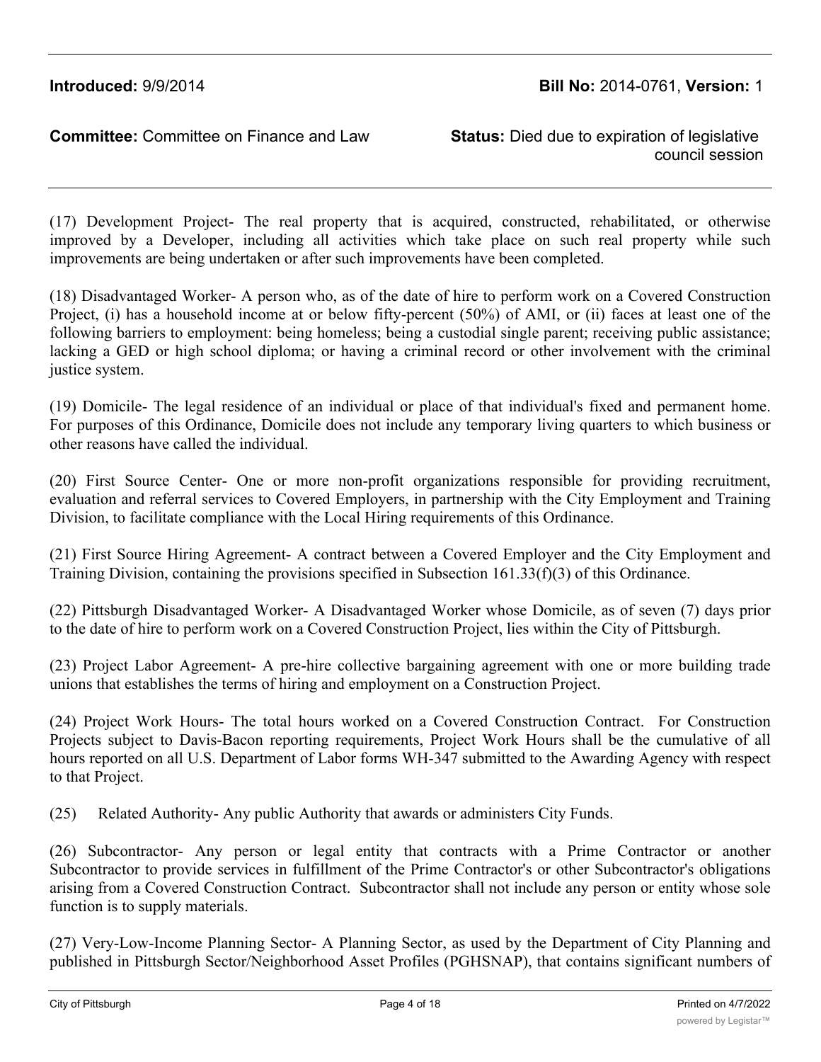(17) Development Project- The real property that is acquired, constructed, rehabilitated, or otherwise improved by a Developer, including all activities which take place on such real property while such improvements are being undertaken or after such improvements have been completed.

(18) Disadvantaged Worker- A person who, as of the date of hire to perform work on a Covered Construction Project, (i) has a household income at or below fifty-percent (50%) of AMI, or (ii) faces at least one of the following barriers to employment: being homeless; being a custodial single parent; receiving public assistance; lacking a GED or high school diploma; or having a criminal record or other involvement with the criminal justice system.

(19) Domicile- The legal residence of an individual or place of that individual's fixed and permanent home. For purposes of this Ordinance, Domicile does not include any temporary living quarters to which business or other reasons have called the individual.

(20) First Source Center- One or more non-profit organizations responsible for providing recruitment, evaluation and referral services to Covered Employers, in partnership with the City Employment and Training Division, to facilitate compliance with the Local Hiring requirements of this Ordinance.

(21) First Source Hiring Agreement- A contract between a Covered Employer and the City Employment and Training Division, containing the provisions specified in Subsection 161.33(f)(3) of this Ordinance.

(22) Pittsburgh Disadvantaged Worker- A Disadvantaged Worker whose Domicile, as of seven (7) days prior to the date of hire to perform work on a Covered Construction Project, lies within the City of Pittsburgh.

(23) Project Labor Agreement- A pre-hire collective bargaining agreement with one or more building trade unions that establishes the terms of hiring and employment on a Construction Project.

(24) Project Work Hours- The total hours worked on a Covered Construction Contract. For Construction Projects subject to Davis-Bacon reporting requirements, Project Work Hours shall be the cumulative of all hours reported on all U.S. Department of Labor forms WH-347 submitted to the Awarding Agency with respect to that Project.

(25) Related Authority- Any public Authority that awards or administers City Funds.

(26) Subcontractor- Any person or legal entity that contracts with a Prime Contractor or another Subcontractor to provide services in fulfillment of the Prime Contractor's or other Subcontractor's obligations arising from a Covered Construction Contract. Subcontractor shall not include any person or entity whose sole function is to supply materials.

(27) Very-Low-Income Planning Sector- A Planning Sector, as used by the Department of City Planning and published in Pittsburgh Sector/Neighborhood Asset Profiles (PGHSNAP), that contains significant numbers of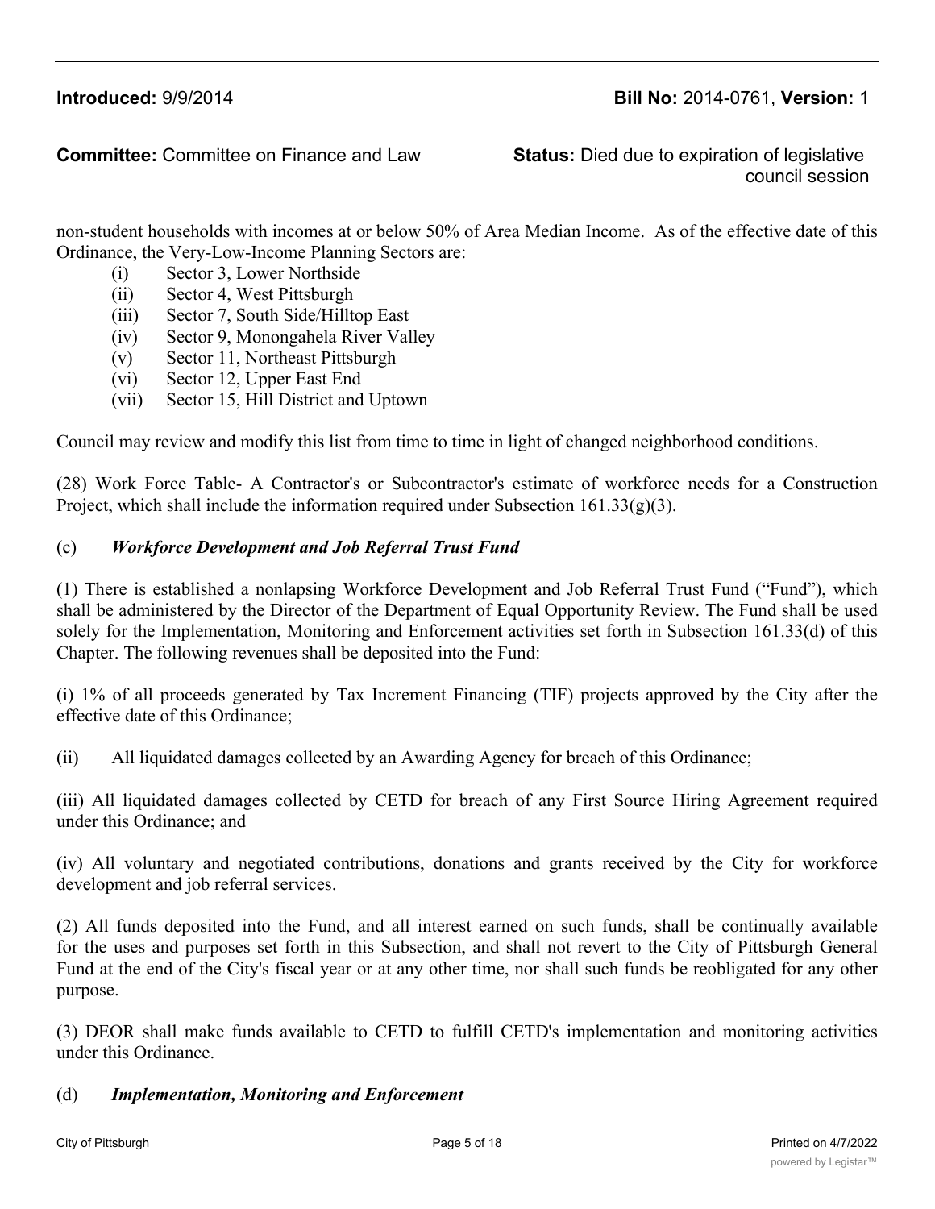non-student households with incomes at or below 50% of Area Median Income. As of the effective date of this Ordinance, the Very-Low-Income Planning Sectors are:

- (i) Sector 3, Lower Northside
- (ii) Sector 4, West Pittsburgh
- (iii) Sector 7, South Side/Hilltop East
- (iv) Sector 9, Monongahela River Valley
- (v) Sector 11, Northeast Pittsburgh
- (vi) Sector 12, Upper East End
- (vii) Sector 15, Hill District and Uptown

Council may review and modify this list from time to time in light of changed neighborhood conditions.

(28) Work Force Table- A Contractor's or Subcontractor's estimate of workforce needs for a Construction Project, which shall include the information required under Subsection 161.33(g)(3).

(c) ***Workforce Development and Job Referral Trust Fund***

(1) There is established a nonlapsing Workforce Development and Job Referral Trust Fund ("Fund"), which shall be administered by the Director of the Department of Equal Opportunity Review. The Fund shall be used solely for the Implementation, Monitoring and Enforcement activities set forth in Subsection 161.33(d) of this Chapter. The following revenues shall be deposited into the Fund:

(i) 1% of all proceeds generated by Tax Increment Financing (TIF) projects approved by the City after the effective date of this Ordinance;

(ii) All liquidated damages collected by an Awarding Agency for breach of this Ordinance;

(iii) All liquidated damages collected by CETD for breach of any First Source Hiring Agreement required under this Ordinance; and

(iv) All voluntary and negotiated contributions, donations and grants received by the City for workforce development and job referral services.

(2) All funds deposited into the Fund, and all interest earned on such funds, shall be continually available for the uses and purposes set forth in this Subsection, and shall not revert to the City of Pittsburgh General Fund at the end of the City's fiscal year or at any other time, nor shall such funds be reobligated for any other purpose.

(3) DEOR shall make funds available to CETD to fulfill CETD's implementation and monitoring activities under this Ordinance.

(d) ***Implementation, Monitoring and Enforcement***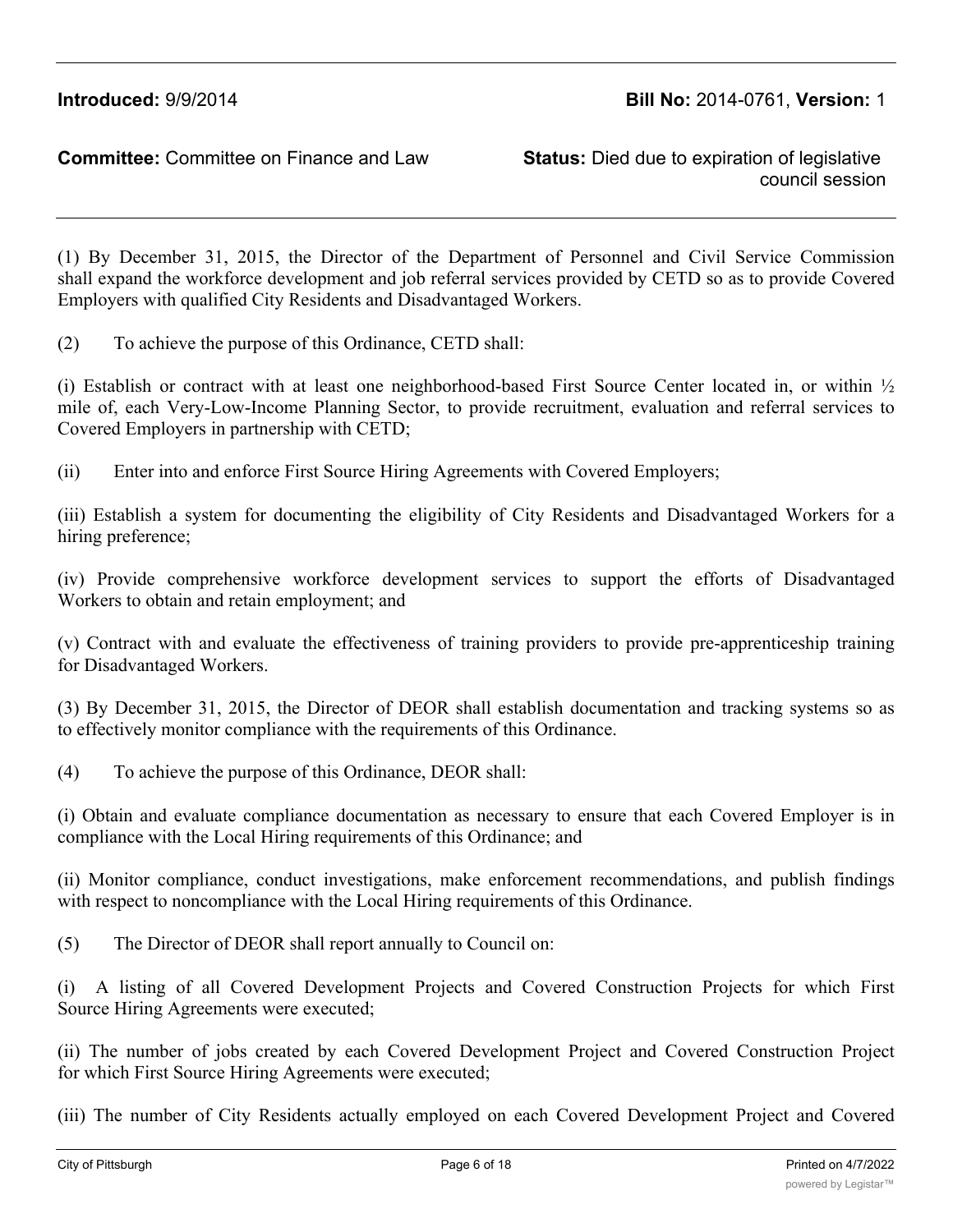**Introduced:** 9/9/2014 **Bill No:** 2014-0761, **Version:** 1

**Committee:** Committee on Finance and Law **Status:** Died due to expiration of legislative council session

(1) By December 31, 2015, the Director of the Department of Personnel and Civil Service Commission shall expand the workforce development and job referral services provided by CETD so as to provide Covered Employers with qualified City Residents and Disadvantaged Workers.

(2) To achieve the purpose of this Ordinance, CETD shall:

(i) Establish or contract with at least one neighborhood-based First Source Center located in, or within ½ mile of, each Very-Low-Income Planning Sector, to provide recruitment, evaluation and referral services to Covered Employers in partnership with CETD;

(ii) Enter into and enforce First Source Hiring Agreements with Covered Employers;

(iii) Establish a system for documenting the eligibility of City Residents and Disadvantaged Workers for a hiring preference;

(iv) Provide comprehensive workforce development services to support the efforts of Disadvantaged Workers to obtain and retain employment; and

(v) Contract with and evaluate the effectiveness of training providers to provide pre-apprenticeship training for Disadvantaged Workers.

(3) By December 31, 2015, the Director of DEOR shall establish documentation and tracking systems so as to effectively monitor compliance with the requirements of this Ordinance.

(4) To achieve the purpose of this Ordinance, DEOR shall:

(i) Obtain and evaluate compliance documentation as necessary to ensure that each Covered Employer is in compliance with the Local Hiring requirements of this Ordinance; and

(ii) Monitor compliance, conduct investigations, make enforcement recommendations, and publish findings with respect to noncompliance with the Local Hiring requirements of this Ordinance.

(5) The Director of DEOR shall report annually to Council on:

(i) A listing of all Covered Development Projects and Covered Construction Projects for which First Source Hiring Agreements were executed;

(ii) The number of jobs created by each Covered Development Project and Covered Construction Project for which First Source Hiring Agreements were executed;

(iii) The number of City Residents actually employed on each Covered Development Project and Covered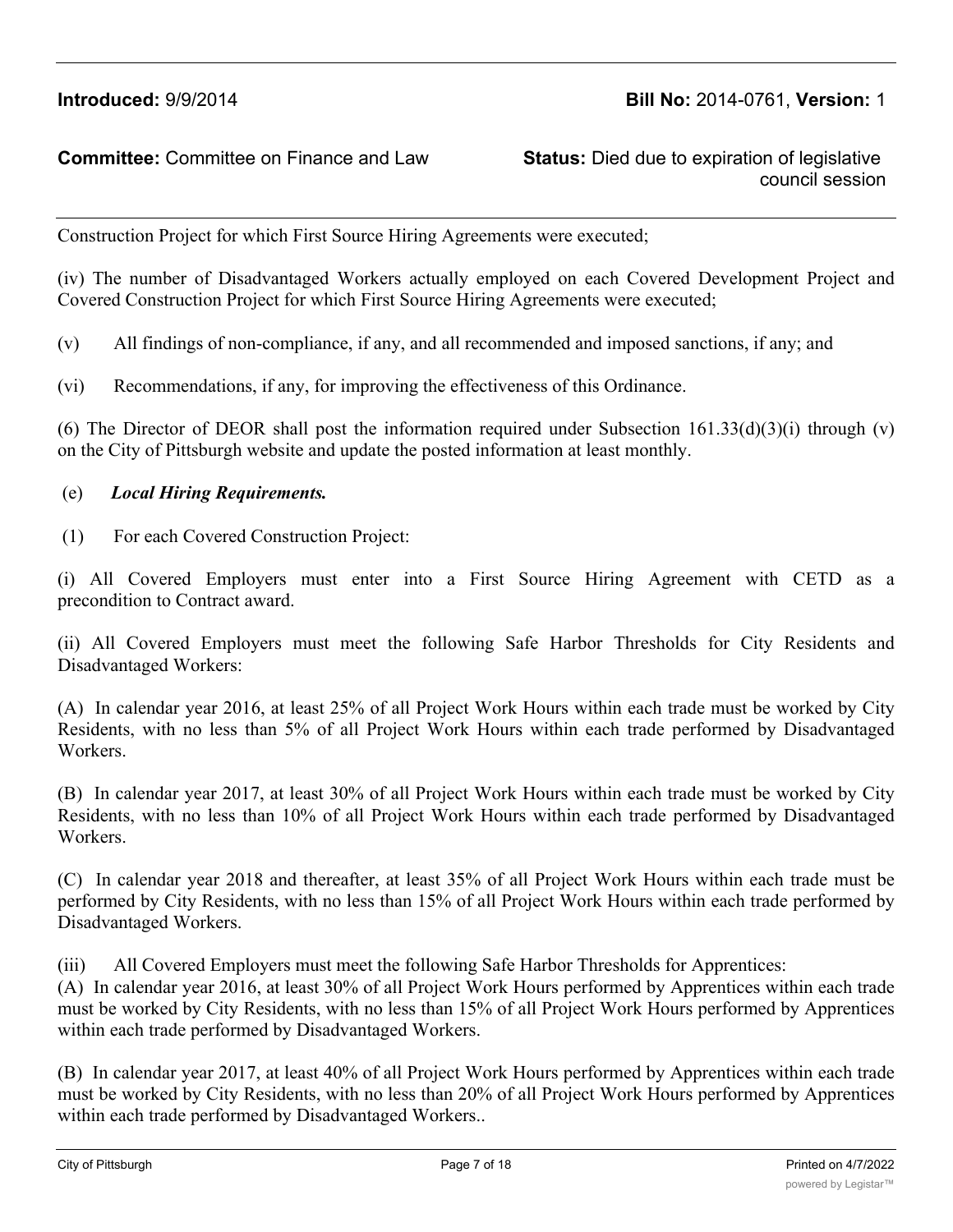Construction Project for which First Source Hiring Agreements were executed;

(iv) The number of Disadvantaged Workers actually employed on each Covered Development Project and Covered Construction Project for which First Source Hiring Agreements were executed;

(v) All findings of non-compliance, if any, and all recommended and imposed sanctions, if any; and

(vi) Recommendations, if any, for improving the effectiveness of this Ordinance.

(6) The Director of DEOR shall post the information required under Subsection 161.33(d)(3)(i) through (v) on the City of Pittsburgh website and update the posted information at least monthly.

(e) ***Local Hiring Requirements.***

(1) For each Covered Construction Project:

(i) All Covered Employers must enter into a First Source Hiring Agreement with CETD as a precondition to Contract award.

(ii) All Covered Employers must meet the following Safe Harbor Thresholds for City Residents and Disadvantaged Workers:

(A) In calendar year 2016, at least 25% of all Project Work Hours within each trade must be worked by City Residents, with no less than 5% of all Project Work Hours within each trade performed by Disadvantaged Workers.

(B) In calendar year 2017, at least 30% of all Project Work Hours within each trade must be worked by City Residents, with no less than 10% of all Project Work Hours within each trade performed by Disadvantaged Workers.

(C) In calendar year 2018 and thereafter, at least 35% of all Project Work Hours within each trade must be performed by City Residents, with no less than 15% of all Project Work Hours within each trade performed by Disadvantaged Workers.

(iii) All Covered Employers must meet the following Safe Harbor Thresholds for Apprentices:

(A) In calendar year 2016, at least 30% of all Project Work Hours performed by Apprentices within each trade must be worked by City Residents, with no less than 15% of all Project Work Hours performed by Apprentices within each trade performed by Disadvantaged Workers.

(B) In calendar year 2017, at least 40% of all Project Work Hours performed by Apprentices within each trade must be worked by City Residents, with no less than 20% of all Project Work Hours performed by Apprentices within each trade performed by Disadvantaged Workers..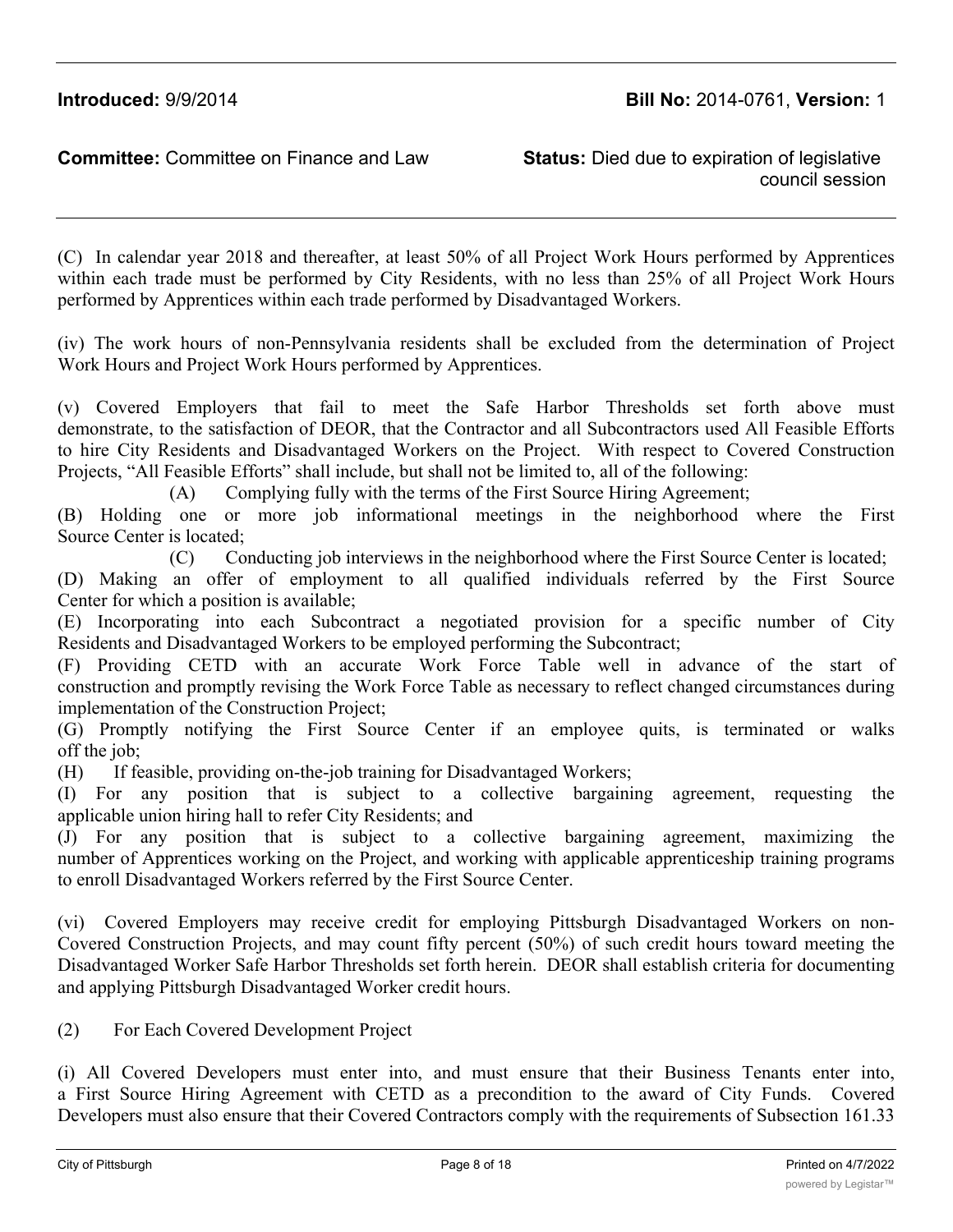(C) In calendar year 2018 and thereafter, at least 50% of all Project Work Hours performed by Apprentices within each trade must be performed by City Residents, with no less than 25% of all Project Work Hours performed by Apprentices within each trade performed by Disadvantaged Workers.

(iv) The work hours of non-Pennsylvania residents shall be excluded from the determination of Project Work Hours and Project Work Hours performed by Apprentices.

(v) Covered Employers that fail to meet the Safe Harbor Thresholds set forth above must demonstrate, to the satisfaction of DEOR, that the Contractor and all Subcontractors used All Feasible Efforts to hire City Residents and Disadvantaged Workers on the Project. With respect to Covered Construction Projects, "All Feasible Efforts" shall include, but shall not be limited to, all of the following:

(A) Complying fully with the terms of the First Source Hiring Agreement;

(B) Holding one or more job informational meetings in the neighborhood where the First Source Center is located;

(C) Conducting job interviews in the neighborhood where the First Source Center is located;

(D) Making an offer of employment to all qualified individuals referred by the First Source Center for which a position is available;

(E) Incorporating into each Subcontract a negotiated provision for a specific number of City Residents and Disadvantaged Workers to be employed performing the Subcontract;

(F) Providing CETD with an accurate Work Force Table well in advance of the start of construction and promptly revising the Work Force Table as necessary to reflect changed circumstances during implementation of the Construction Project;

(G) Promptly notifying the First Source Center if an employee quits, is terminated or walks off the job;

(H) If feasible, providing on-the-job training for Disadvantaged Workers;

(I) For any position that is subject to a collective bargaining agreement, requesting the applicable union hiring hall to refer City Residents; and

(J) For any position that is subject to a collective bargaining agreement, maximizing the number of Apprentices working on the Project, and working with applicable apprenticeship training programs to enroll Disadvantaged Workers referred by the First Source Center.

(vi) Covered Employers may receive credit for employing Pittsburgh Disadvantaged Workers on non-Covered Construction Projects, and may count fifty percent (50%) of such credit hours toward meeting the Disadvantaged Worker Safe Harbor Thresholds set forth herein. DEOR shall establish criteria for documenting and applying Pittsburgh Disadvantaged Worker credit hours.

(2) For Each Covered Development Project

(i) All Covered Developers must enter into, and must ensure that their Business Tenants enter into, a First Source Hiring Agreement with CETD as a precondition to the award of City Funds. Covered Developers must also ensure that their Covered Contractors comply with the requirements of Subsection 161.33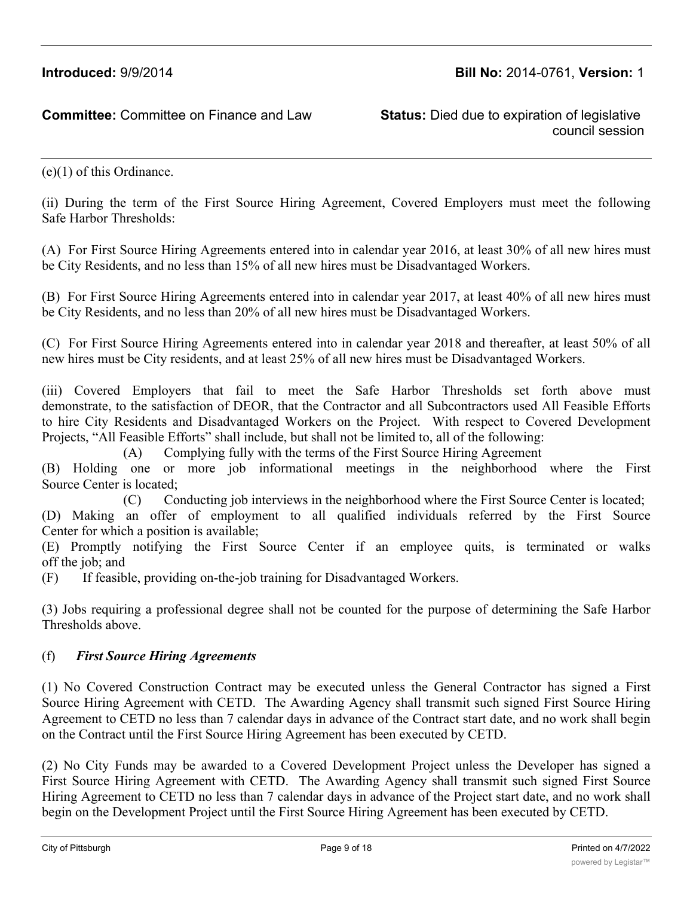(e)(1) of this Ordinance.

(ii) During the term of the First Source Hiring Agreement, Covered Employers must meet the following Safe Harbor Thresholds:

(A) For First Source Hiring Agreements entered into in calendar year 2016, at least 30% of all new hires must be City Residents, and no less than 15% of all new hires must be Disadvantaged Workers.

(B) For First Source Hiring Agreements entered into in calendar year 2017, at least 40% of all new hires must be City Residents, and no less than 20% of all new hires must be Disadvantaged Workers.

(C) For First Source Hiring Agreements entered into in calendar year 2018 and thereafter, at least 50% of all new hires must be City residents, and at least 25% of all new hires must be Disadvantaged Workers.

(iii) Covered Employers that fail to meet the Safe Harbor Thresholds set forth above must demonstrate, to the satisfaction of DEOR, that the Contractor and all Subcontractors used All Feasible Efforts to hire City Residents and Disadvantaged Workers on the Project. With respect to Covered Development Projects, "All Feasible Efforts" shall include, but shall not be limited to, all of the following:

(A) Complying fully with the terms of the First Source Hiring Agreement

(B) Holding one or more job informational meetings in the neighborhood where the First Source Center is located;

(C) Conducting job interviews in the neighborhood where the First Source Center is located;

(D) Making an offer of employment to all qualified individuals referred by the First Source Center for which a position is available;

(E) Promptly notifying the First Source Center if an employee quits, is terminated or walks off the job; and

(F) If feasible, providing on-the-job training for Disadvantaged Workers.

(3) Jobs requiring a professional degree shall not be counted for the purpose of determining the Safe Harbor Thresholds above.

(f) ***First Source Hiring Agreements***

(1) No Covered Construction Contract may be executed unless the General Contractor has signed a First Source Hiring Agreement with CETD. The Awarding Agency shall transmit such signed First Source Hiring Agreement to CETD no less than 7 calendar days in advance of the Contract start date, and no work shall begin on the Contract until the First Source Hiring Agreement has been executed by CETD.

(2) No City Funds may be awarded to a Covered Development Project unless the Developer has signed a First Source Hiring Agreement with CETD. The Awarding Agency shall transmit such signed First Source Hiring Agreement to CETD no less than 7 calendar days in advance of the Project start date, and no work shall begin on the Development Project until the First Source Hiring Agreement has been executed by CETD.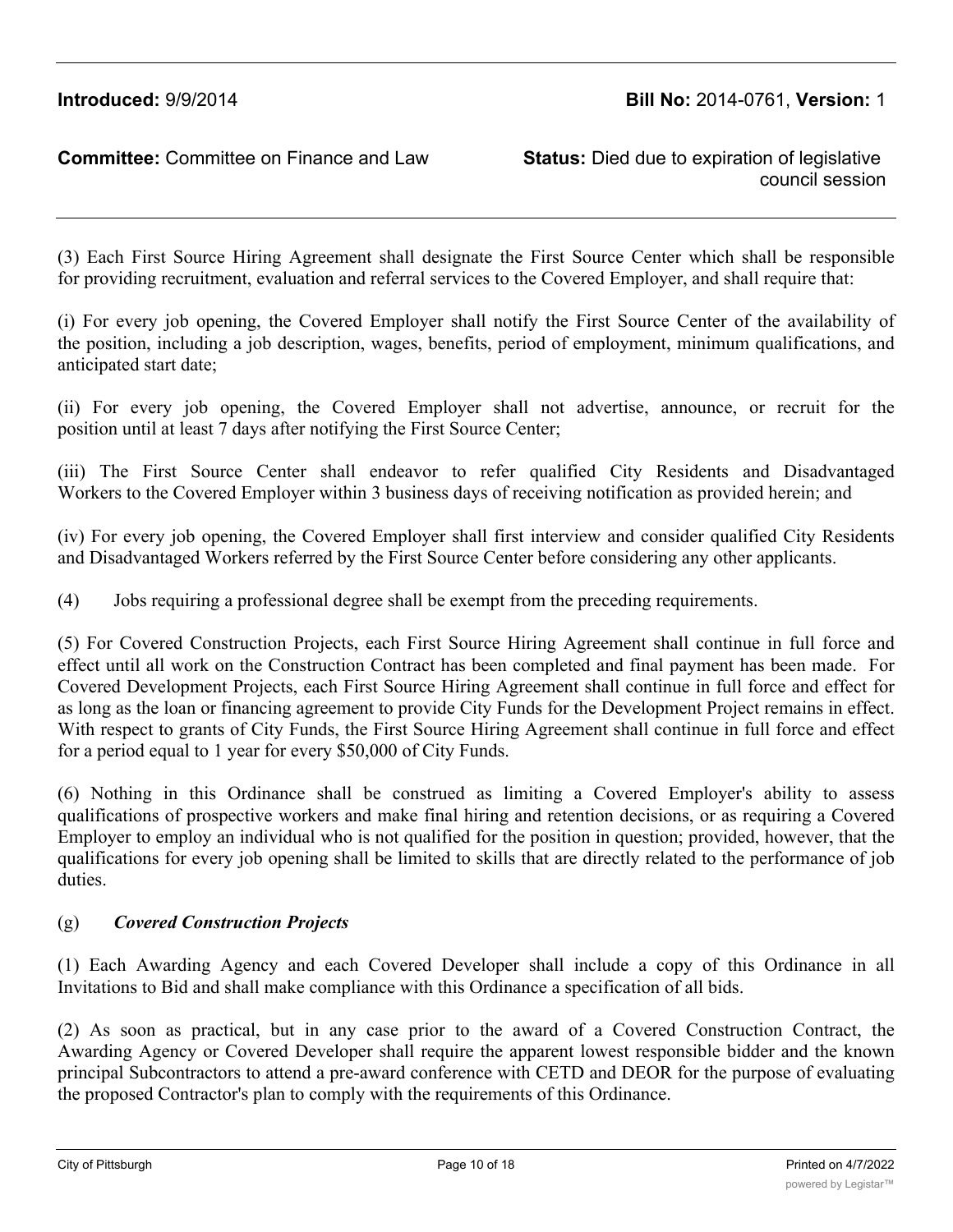(3) Each First Source Hiring Agreement shall designate the First Source Center which shall be responsible for providing recruitment, evaluation and referral services to the Covered Employer, and shall require that:

(i) For every job opening, the Covered Employer shall notify the First Source Center of the availability of the position, including a job description, wages, benefits, period of employment, minimum qualifications, and anticipated start date;

(ii) For every job opening, the Covered Employer shall not advertise, announce, or recruit for the position until at least 7 days after notifying the First Source Center;

(iii) The First Source Center shall endeavor to refer qualified City Residents and Disadvantaged Workers to the Covered Employer within 3 business days of receiving notification as provided herein; and

(iv) For every job opening, the Covered Employer shall first interview and consider qualified City Residents and Disadvantaged Workers referred by the First Source Center before considering any other applicants.

(4) Jobs requiring a professional degree shall be exempt from the preceding requirements.

(5) For Covered Construction Projects, each First Source Hiring Agreement shall continue in full force and effect until all work on the Construction Contract has been completed and final payment has been made. For Covered Development Projects, each First Source Hiring Agreement shall continue in full force and effect for as long as the loan or financing agreement to provide City Funds for the Development Project remains in effect. With respect to grants of City Funds, the First Source Hiring Agreement shall continue in full force and effect for a period equal to 1 year for every $50,000 of City Funds.

(6) Nothing in this Ordinance shall be construed as limiting a Covered Employer's ability to assess qualifications of prospective workers and make final hiring and retention decisions, or as requiring a Covered Employer to employ an individual who is not qualified for the position in question; provided, however, that the qualifications for every job opening shall be limited to skills that are directly related to the performance of job duties.

(g) ***Covered Construction Projects***

(1) Each Awarding Agency and each Covered Developer shall include a copy of this Ordinance in all Invitations to Bid and shall make compliance with this Ordinance a specification of all bids.

(2) As soon as practical, but in any case prior to the award of a Covered Construction Contract, the Awarding Agency or Covered Developer shall require the apparent lowest responsible bidder and the known principal Subcontractors to attend a pre-award conference with CETD and DEOR for the purpose of evaluating the proposed Contractor's plan to comply with the requirements of this Ordinance.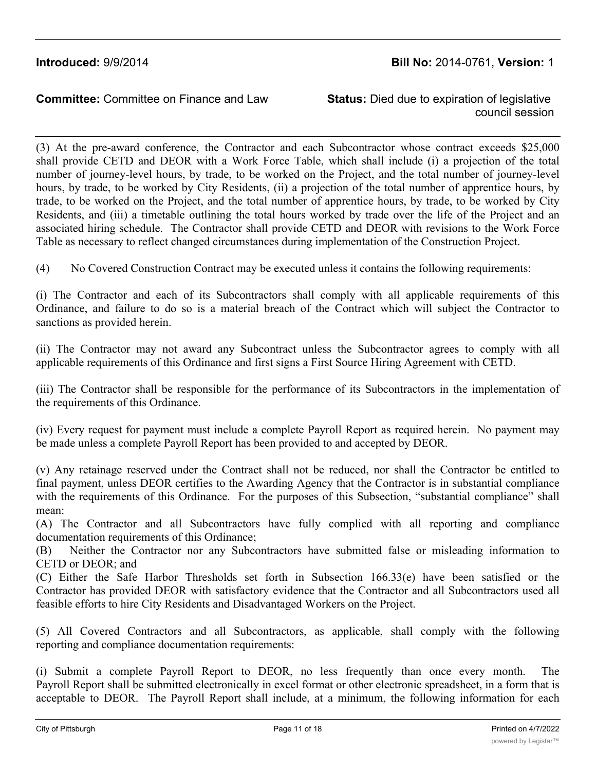(3) At the pre-award conference, the Contractor and each Subcontractor whose contract exceeds $25,000 shall provide CETD and DEOR with a Work Force Table, which shall include (i) a projection of the total number of journey-level hours, by trade, to be worked on the Project, and the total number of journey-level hours, by trade, to be worked by City Residents, (ii) a projection of the total number of apprentice hours, by trade, to be worked on the Project, and the total number of apprentice hours, by trade, to be worked by City Residents, and (iii) a timetable outlining the total hours worked by trade over the life of the Project and an associated hiring schedule. The Contractor shall provide CETD and DEOR with revisions to the Work Force Table as necessary to reflect changed circumstances during implementation of the Construction Project.

(4) No Covered Construction Contract may be executed unless it contains the following requirements:

(i) The Contractor and each of its Subcontractors shall comply with all applicable requirements of this Ordinance, and failure to do so is a material breach of the Contract which will subject the Contractor to sanctions as provided herein.

(ii) The Contractor may not award any Subcontract unless the Subcontractor agrees to comply with all applicable requirements of this Ordinance and first signs a First Source Hiring Agreement with CETD.

(iii) The Contractor shall be responsible for the performance of its Subcontractors in the implementation of the requirements of this Ordinance.

(iv) Every request for payment must include a complete Payroll Report as required herein. No payment may be made unless a complete Payroll Report has been provided to and accepted by DEOR.

(v) Any retainage reserved under the Contract shall not be reduced, nor shall the Contractor be entitled to final payment, unless DEOR certifies to the Awarding Agency that the Contractor is in substantial compliance with the requirements of this Ordinance. For the purposes of this Subsection, "substantial compliance" shall mean:

(A) The Contractor and all Subcontractors have fully complied with all reporting and compliance documentation requirements of this Ordinance;

(B) Neither the Contractor nor any Subcontractors have submitted false or misleading information to CETD or DEOR; and

(C) Either the Safe Harbor Thresholds set forth in Subsection 166.33(e) have been satisfied or the Contractor has provided DEOR with satisfactory evidence that the Contractor and all Subcontractors used all feasible efforts to hire City Residents and Disadvantaged Workers on the Project.

(5) All Covered Contractors and all Subcontractors, as applicable, shall comply with the following reporting and compliance documentation requirements:

(i) Submit a complete Payroll Report to DEOR, no less frequently than once every month. The Payroll Report shall be submitted electronically in excel format or other electronic spreadsheet, in a form that is acceptable to DEOR. The Payroll Report shall include, at a minimum, the following information for each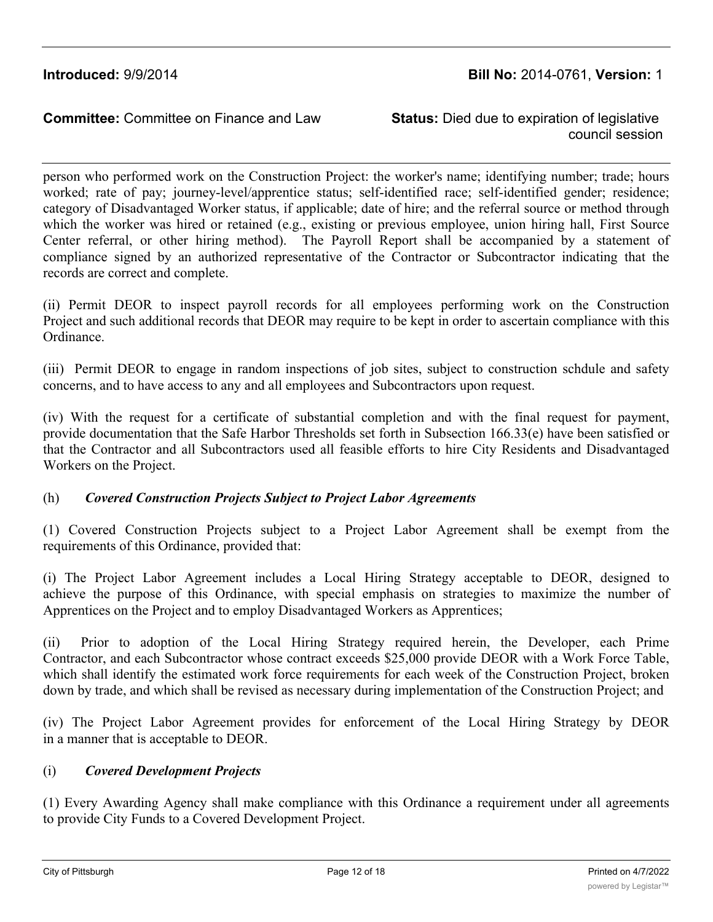person who performed work on the Construction Project: the worker's name; identifying number; trade; hours worked; rate of pay; journey-level/apprentice status; self-identified race; self-identified gender; residence; category of Disadvantaged Worker status, if applicable; date of hire; and the referral source or method through which the worker was hired or retained (e.g., existing or previous employee, union hiring hall, First Source Center referral, or other hiring method). The Payroll Report shall be accompanied by a statement of compliance signed by an authorized representative of the Contractor or Subcontractor indicating that the records are correct and complete.

(ii) Permit DEOR to inspect payroll records for all employees performing work on the Construction Project and such additional records that DEOR may require to be kept in order to ascertain compliance with this Ordinance.

(iii) Permit DEOR to engage in random inspections of job sites, subject to construction schdule and safety concerns, and to have access to any and all employees and Subcontractors upon request.

(iv) With the request for a certificate of substantial completion and with the final request for payment, provide documentation that the Safe Harbor Thresholds set forth in Subsection 166.33(e) have been satisfied or that the Contractor and all Subcontractors used all feasible efforts to hire City Residents and Disadvantaged Workers on the Project.

(h) ***Covered Construction Projects Subject to Project Labor Agreements***

(1) Covered Construction Projects subject to a Project Labor Agreement shall be exempt from the requirements of this Ordinance, provided that:

(i) The Project Labor Agreement includes a Local Hiring Strategy acceptable to DEOR, designed to achieve the purpose of this Ordinance, with special emphasis on strategies to maximize the number of Apprentices on the Project and to employ Disadvantaged Workers as Apprentices;

(ii) Prior to adoption of the Local Hiring Strategy required herein, the Developer, each Prime Contractor, and each Subcontractor whose contract exceeds $25,000 provide DEOR with a Work Force Table, which shall identify the estimated work force requirements for each week of the Construction Project, broken down by trade, and which shall be revised as necessary during implementation of the Construction Project; and

(iv) The Project Labor Agreement provides for enforcement of the Local Hiring Strategy by DEOR in a manner that is acceptable to DEOR.

(i) ***Covered Development Projects***

(1) Every Awarding Agency shall make compliance with this Ordinance a requirement under all agreements to provide City Funds to a Covered Development Project.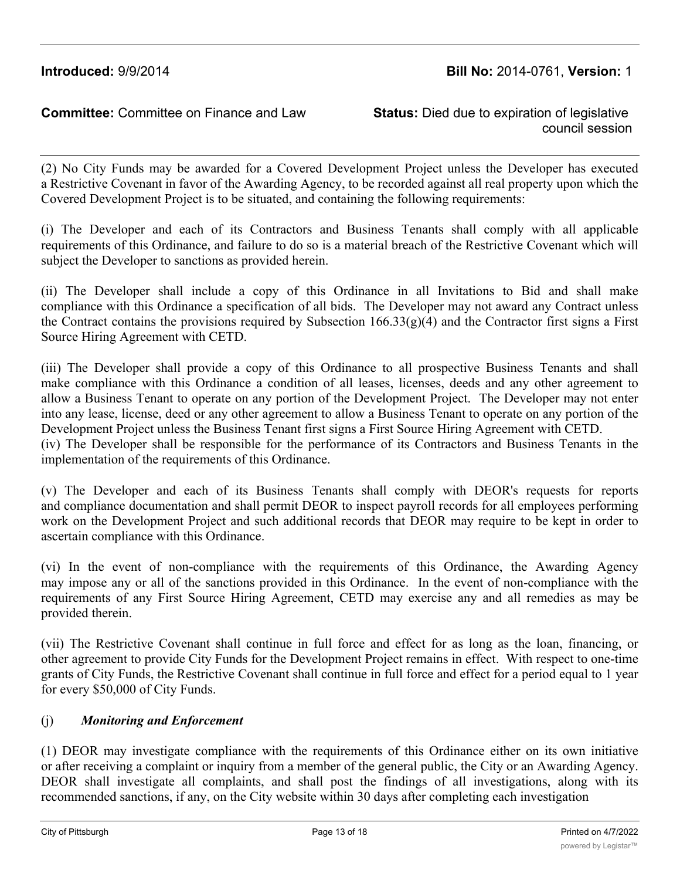(2) No City Funds may be awarded for a Covered Development Project unless the Developer has executed a Restrictive Covenant in favor of the Awarding Agency, to be recorded against all real property upon which the Covered Development Project is to be situated, and containing the following requirements:

(i) The Developer and each of its Contractors and Business Tenants shall comply with all applicable requirements of this Ordinance, and failure to do so is a material breach of the Restrictive Covenant which will subject the Developer to sanctions as provided herein.

(ii) The Developer shall include a copy of this Ordinance in all Invitations to Bid and shall make compliance with this Ordinance a specification of all bids. The Developer may not award any Contract unless the Contract contains the provisions required by Subsection 166.33(g)(4) and the Contractor first signs a First Source Hiring Agreement with CETD.

(iii) The Developer shall provide a copy of this Ordinance to all prospective Business Tenants and shall make compliance with this Ordinance a condition of all leases, licenses, deeds and any other agreement to allow a Business Tenant to operate on any portion of the Development Project. The Developer may not enter into any lease, license, deed or any other agreement to allow a Business Tenant to operate on any portion of the Development Project unless the Business Tenant first signs a First Source Hiring Agreement with CETD.

(iv) The Developer shall be responsible for the performance of its Contractors and Business Tenants in the implementation of the requirements of this Ordinance.

(v) The Developer and each of its Business Tenants shall comply with DEOR's requests for reports and compliance documentation and shall permit DEOR to inspect payroll records for all employees performing work on the Development Project and such additional records that DEOR may require to be kept in order to ascertain compliance with this Ordinance.

(vi) In the event of non-compliance with the requirements of this Ordinance, the Awarding Agency may impose any or all of the sanctions provided in this Ordinance. In the event of non-compliance with the requirements of any First Source Hiring Agreement, CETD may exercise any and all remedies as may be provided therein.

(vii) The Restrictive Covenant shall continue in full force and effect for as long as the loan, financing, or other agreement to provide City Funds for the Development Project remains in effect. With respect to one-time grants of City Funds, the Restrictive Covenant shall continue in full force and effect for a period equal to 1 year for every $50,000 of City Funds.

(j) ***Monitoring and Enforcement***

(1) DEOR may investigate compliance with the requirements of this Ordinance either on its own initiative or after receiving a complaint or inquiry from a member of the general public, the City or an Awarding Agency. DEOR shall investigate all complaints, and shall post the findings of all investigations, along with its recommended sanctions, if any, on the City website within 30 days after completing each investigation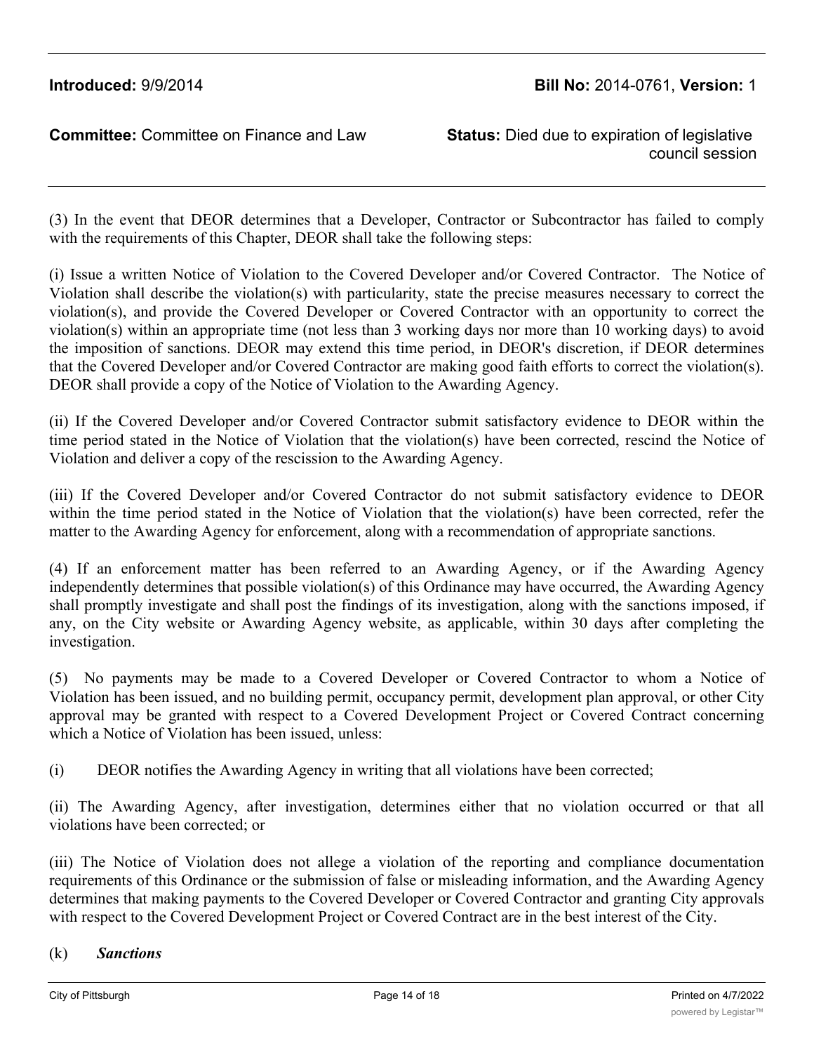(3) In the event that DEOR determines that a Developer, Contractor or Subcontractor has failed to comply with the requirements of this Chapter, DEOR shall take the following steps:

(i) Issue a written Notice of Violation to the Covered Developer and/or Covered Contractor. The Notice of Violation shall describe the violation(s) with particularity, state the precise measures necessary to correct the violation(s), and provide the Covered Developer or Covered Contractor with an opportunity to correct the violation(s) within an appropriate time (not less than 3 working days nor more than 10 working days) to avoid the imposition of sanctions. DEOR may extend this time period, in DEOR's discretion, if DEOR determines that the Covered Developer and/or Covered Contractor are making good faith efforts to correct the violation(s). DEOR shall provide a copy of the Notice of Violation to the Awarding Agency.

(ii) If the Covered Developer and/or Covered Contractor submit satisfactory evidence to DEOR within the time period stated in the Notice of Violation that the violation(s) have been corrected, rescind the Notice of Violation and deliver a copy of the rescission to the Awarding Agency.

(iii) If the Covered Developer and/or Covered Contractor do not submit satisfactory evidence to DEOR within the time period stated in the Notice of Violation that the violation(s) have been corrected, refer the matter to the Awarding Agency for enforcement, along with a recommendation of appropriate sanctions.

(4) If an enforcement matter has been referred to an Awarding Agency, or if the Awarding Agency independently determines that possible violation(s) of this Ordinance may have occurred, the Awarding Agency shall promptly investigate and shall post the findings of its investigation, along with the sanctions imposed, if any, on the City website or Awarding Agency website, as applicable, within 30 days after completing the investigation.

(5) No payments may be made to a Covered Developer or Covered Contractor to whom a Notice of Violation has been issued, and no building permit, occupancy permit, development plan approval, or other City approval may be granted with respect to a Covered Development Project or Covered Contract concerning which a Notice of Violation has been issued, unless:

(i) DEOR notifies the Awarding Agency in writing that all violations have been corrected;

(ii) The Awarding Agency, after investigation, determines either that no violation occurred or that all violations have been corrected; or

(iii) The Notice of Violation does not allege a violation of the reporting and compliance documentation requirements of this Ordinance or the submission of false or misleading information, and the Awarding Agency determines that making payments to the Covered Developer or Covered Contractor and granting City approvals with respect to the Covered Development Project or Covered Contract are in the best interest of the City.

(k) ***Sanctions***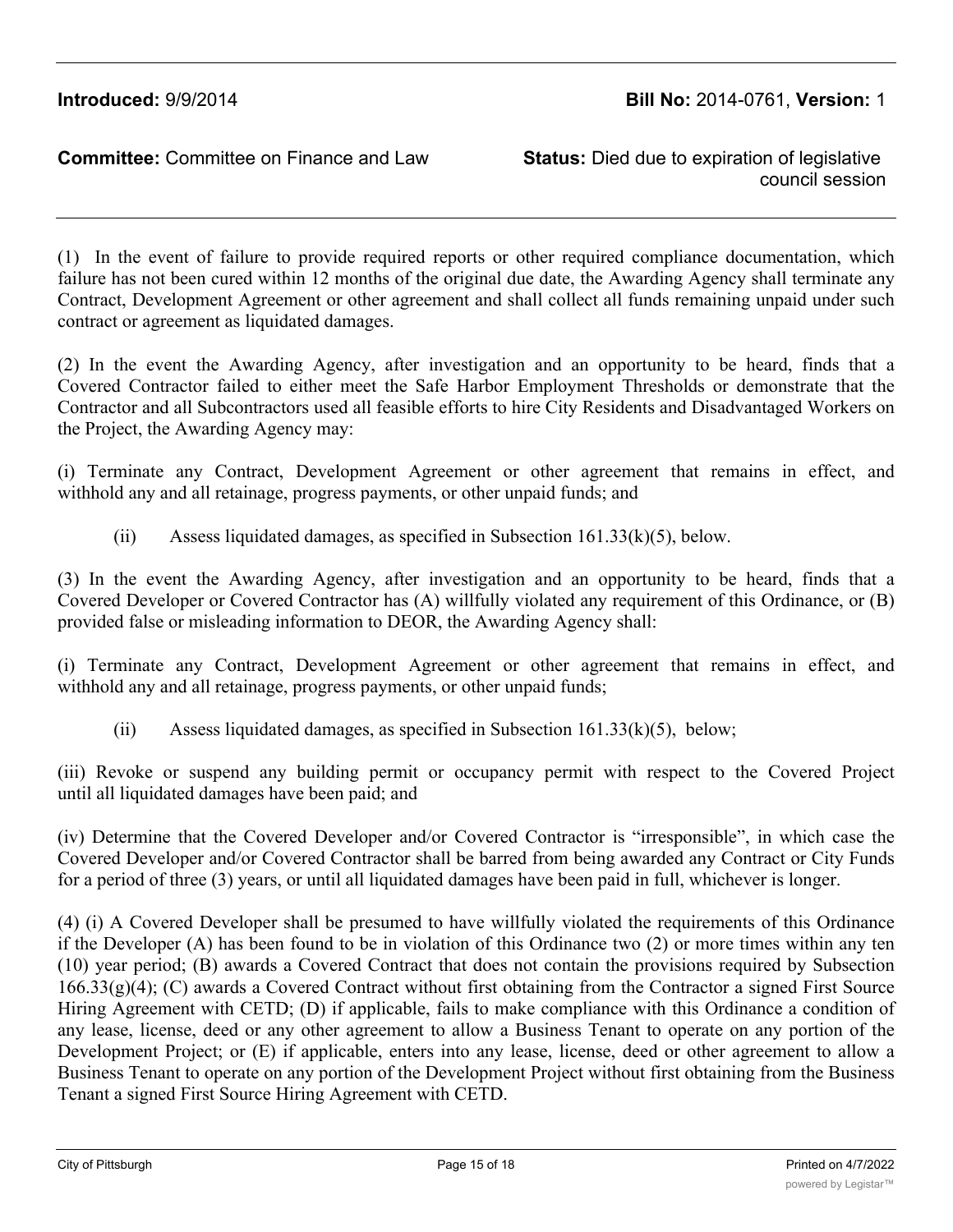(1) In the event of failure to provide required reports or other required compliance documentation, which failure has not been cured within 12 months of the original due date, the Awarding Agency shall terminate any Contract, Development Agreement or other agreement and shall collect all funds remaining unpaid under such contract or agreement as liquidated damages.

(2) In the event the Awarding Agency, after investigation and an opportunity to be heard, finds that a Covered Contractor failed to either meet the Safe Harbor Employment Thresholds or demonstrate that the Contractor and all Subcontractors used all feasible efforts to hire City Residents and Disadvantaged Workers on the Project, the Awarding Agency may:

(i) Terminate any Contract, Development Agreement or other agreement that remains in effect, and withhold any and all retainage, progress payments, or other unpaid funds; and

(ii) Assess liquidated damages, as specified in Subsection 161.33(k)(5), below.

(3) In the event the Awarding Agency, after investigation and an opportunity to be heard, finds that a Covered Developer or Covered Contractor has (A) willfully violated any requirement of this Ordinance, or (B) provided false or misleading information to DEOR, the Awarding Agency shall:

(i) Terminate any Contract, Development Agreement or other agreement that remains in effect, and withhold any and all retainage, progress payments, or other unpaid funds;

(ii) Assess liquidated damages, as specified in Subsection 161.33(k)(5), below;

(iii) Revoke or suspend any building permit or occupancy permit with respect to the Covered Project until all liquidated damages have been paid; and

(iv) Determine that the Covered Developer and/or Covered Contractor is "irresponsible", in which case the Covered Developer and/or Covered Contractor shall be barred from being awarded any Contract or City Funds for a period of three (3) years, or until all liquidated damages have been paid in full, whichever is longer.

(4) (i) A Covered Developer shall be presumed to have willfully violated the requirements of this Ordinance if the Developer (A) has been found to be in violation of this Ordinance two (2) or more times within any ten (10) year period; (B) awards a Covered Contract that does not contain the provisions required by Subsection 166.33(g)(4); (C) awards a Covered Contract without first obtaining from the Contractor a signed First Source Hiring Agreement with CETD; (D) if applicable, fails to make compliance with this Ordinance a condition of any lease, license, deed or any other agreement to allow a Business Tenant to operate on any portion of the Development Project; or (E) if applicable, enters into any lease, license, deed or other agreement to allow a Business Tenant to operate on any portion of the Development Project without first obtaining from the Business Tenant a signed First Source Hiring Agreement with CETD.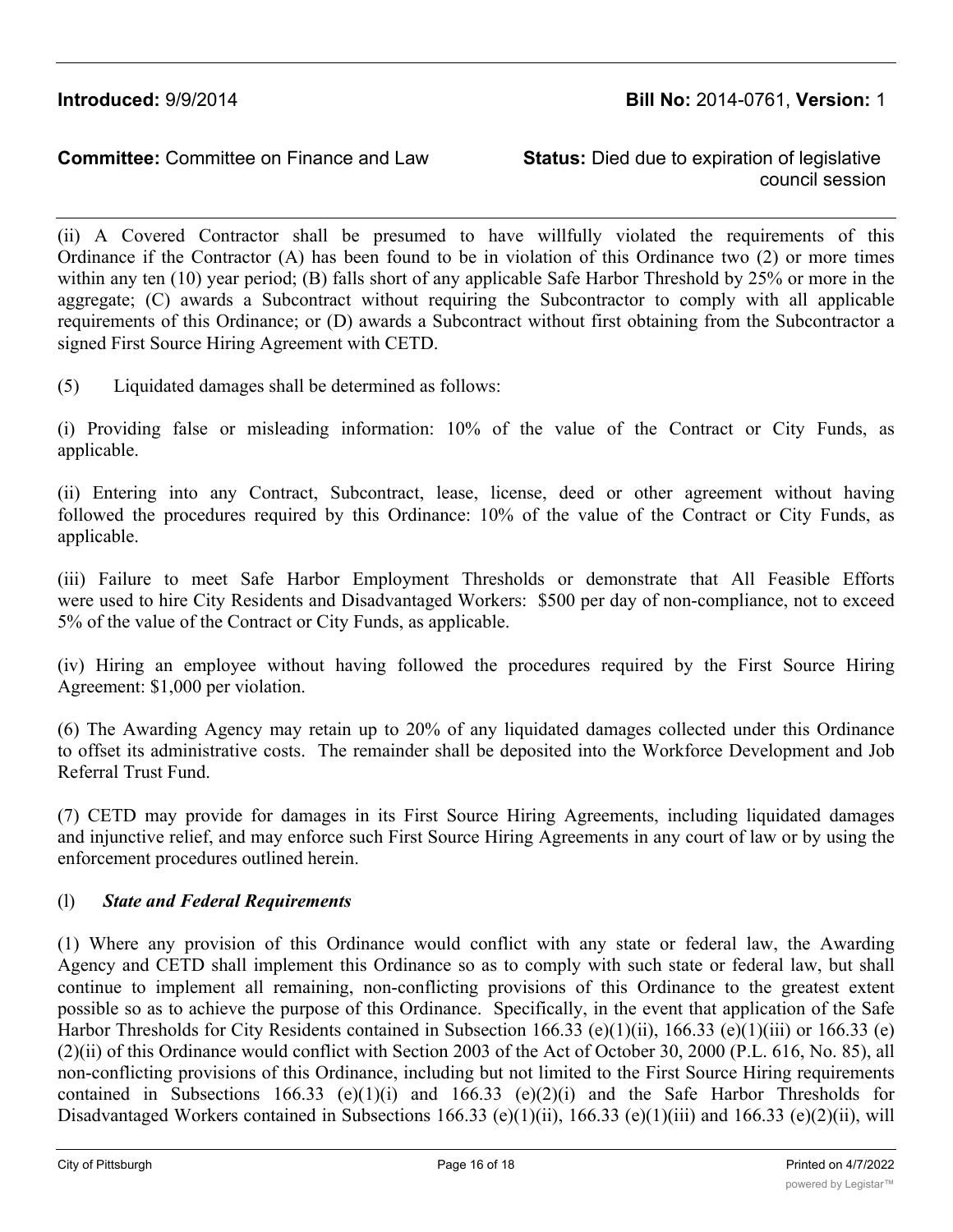(ii) A Covered Contractor shall be presumed to have willfully violated the requirements of this Ordinance if the Contractor (A) has been found to be in violation of this Ordinance two (2) or more times within any ten (10) year period; (B) falls short of any applicable Safe Harbor Threshold by 25% or more in the aggregate; (C) awards a Subcontract without requiring the Subcontractor to comply with all applicable requirements of this Ordinance; or (D) awards a Subcontract without first obtaining from the Subcontractor a signed First Source Hiring Agreement with CETD.

(5) Liquidated damages shall be determined as follows:

(i) Providing false or misleading information: 10% of the value of the Contract or City Funds, as applicable.

(ii) Entering into any Contract, Subcontract, lease, license, deed or other agreement without having followed the procedures required by this Ordinance: 10% of the value of the Contract or City Funds, as applicable.

(iii) Failure to meet Safe Harbor Employment Thresholds or demonstrate that All Feasible Efforts were used to hire City Residents and Disadvantaged Workers: $500 per day of non-compliance, not to exceed 5% of the value of the Contract or City Funds, as applicable.

(iv) Hiring an employee without having followed the procedures required by the First Source Hiring Agreement: $1,000 per violation.

(6) The Awarding Agency may retain up to 20% of any liquidated damages collected under this Ordinance to offset its administrative costs. The remainder shall be deposited into the Workforce Development and Job Referral Trust Fund.

(7) CETD may provide for damages in its First Source Hiring Agreements, including liquidated damages and injunctive relief, and may enforce such First Source Hiring Agreements in any court of law or by using the enforcement procedures outlined herein.

(l) ***State and Federal Requirements***

(1) Where any provision of this Ordinance would conflict with any state or federal law, the Awarding Agency and CETD shall implement this Ordinance so as to comply with such state or federal law, but shall continue to implement all remaining, non-conflicting provisions of this Ordinance to the greatest extent possible so as to achieve the purpose of this Ordinance. Specifically, in the event that application of the Safe Harbor Thresholds for City Residents contained in Subsection 166.33 (e)(1)(ii), 166.33 (e)(1)(iii) or 166.33 (e)(2)(ii) of this Ordinance would conflict with Section 2003 of the Act of October 30, 2000 (P.L. 616, No. 85), all non-conflicting provisions of this Ordinance, including but not limited to the First Source Hiring requirements contained in Subsections 166.33 (e)(1)(i) and 166.33 (e)(2)(i) and the Safe Harbor Thresholds for Disadvantaged Workers contained in Subsections 166.33 (e)(1)(ii), 166.33 (e)(1)(iii) and 166.33 (e)(2)(ii), will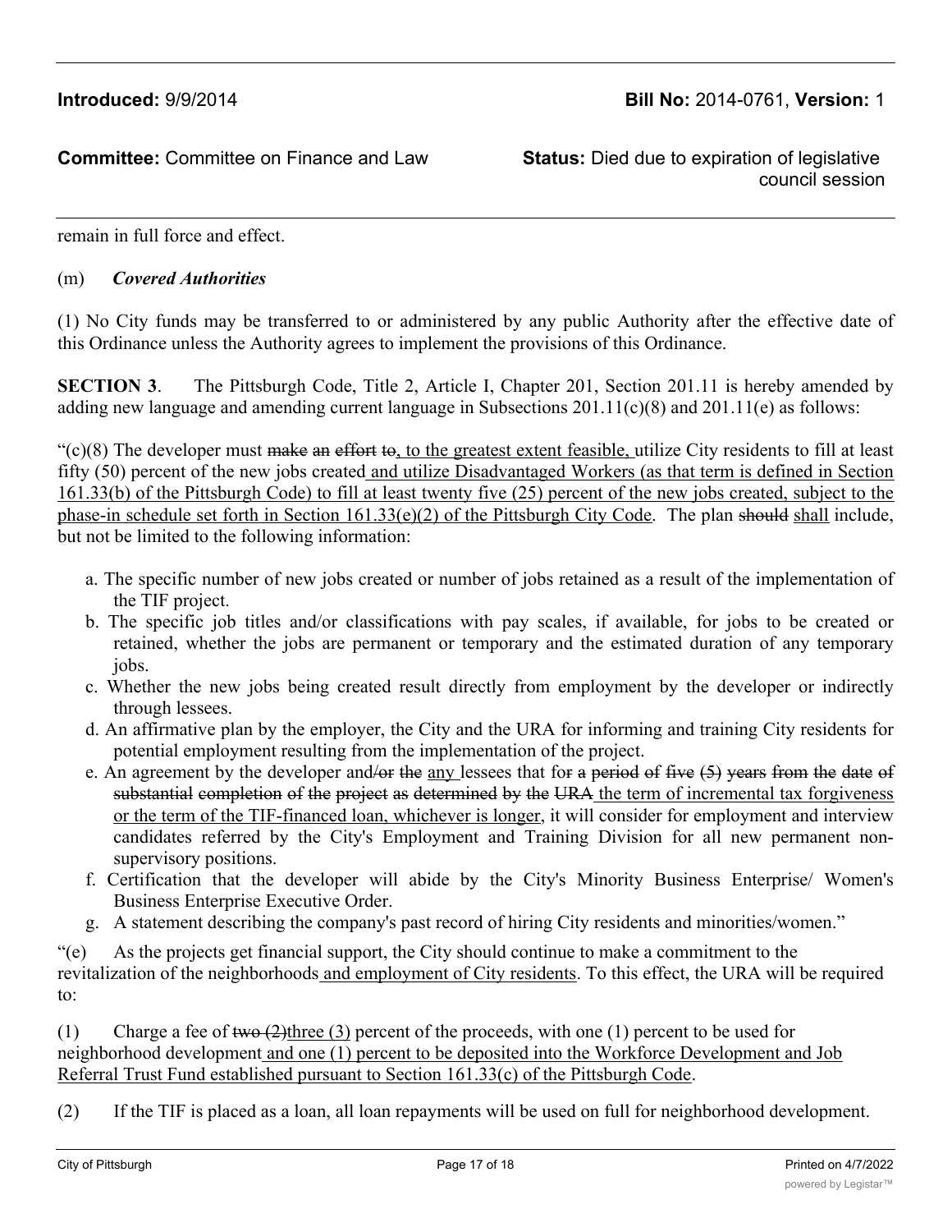remain in full force and effect.

(m) ***Covered Authorities***

(1) No City funds may be transferred to or administered by any public Authority after the effective date of this Ordinance unless the Authority agrees to implement the provisions of this Ordinance.

**SECTION 3**. The Pittsburgh Code, Title 2, Article I, Chapter 201, Section 201.11 is hereby amended by adding new language and amending current language in Subsections 201.11(c)(8) and 201.11(e) as follows:

"(c)(8) The developer must ~~make an effort to~~<u>, to the greatest extent feasible,</u> utilize City residents to fill at least fifty (50) percent of the new jobs created<u> and utilize Disadvantaged Workers (as that term is defined in Section 161.33(b) of the Pittsburgh Code) to fill at least twenty five (25) percent of the new jobs created, subject to the phase-in schedule set forth in Section 161.33(e)(2) of the Pittsburgh City Code</u>. The plan ~~should~~ <u>shall</u> include, but not be limited to the following information:

- a. The specific number of new jobs created or number of jobs retained as a result of the implementation of the TIF project.
- b. The specific job titles and/or classifications with pay scales, if available, for jobs to be created or retained, whether the jobs are permanent or temporary and the estimated duration of any temporary jobs.
- c. Whether the new jobs being created result directly from employment by the developer or indirectly through lessees.
- d. An affirmative plan by the employer, the City and the URA for informing and training City residents for potential employment resulting from the implementation of the project.
- e. An agreement by the developer and~~/or the~~ <u>any</u> lessees that for ~~a period of five (5) years from the date of substantial completion of the project as determined by the URA~~<u> the term of incremental tax forgiveness or the term of the TIF-financed loan, whichever is longer</u>, it will consider for employment and interview candidates referred by the City's Employment and Training Division for all new permanent non-supervisory positions.
- f. Certification that the developer will abide by the City's Minority Business Enterprise/ Women's Business Enterprise Executive Order.
- g. A statement describing the company's past record of hiring City residents and minorities/women."

"(e) As the projects get financial support, the City should continue to make a commitment to the revitalization of the neighborhoods<u> and employment of City residents</u>. To this effect, the URA will be required to:

(1) Charge a fee of ~~two (2)~~<u>three (3)</u> percent of the proceeds, with one (1) percent to be used for neighborhood development<u> and one (1) percent to be deposited into the Workforce Development and Job Referral Trust Fund established pursuant to Section 161.33(c) of the Pittsburgh Code</u>.

(2) If the TIF is placed as a loan, all loan repayments will be used on full for neighborhood development.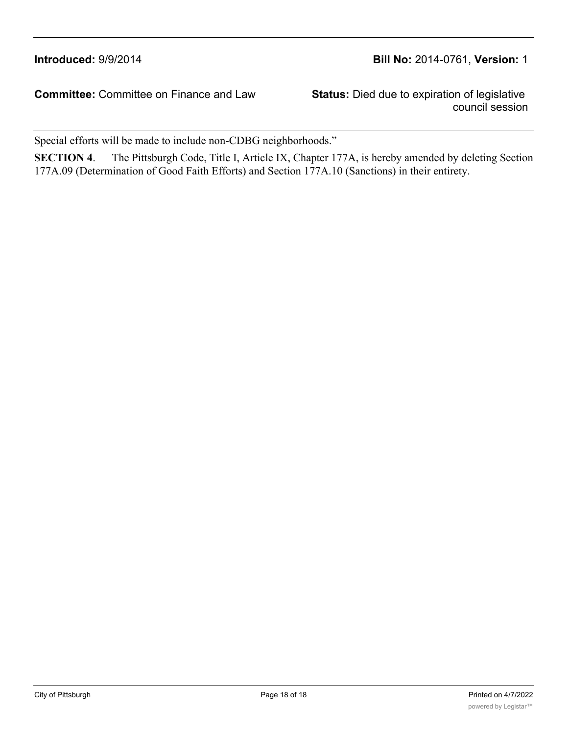Special efforts will be made to include non-CDBG neighborhoods."

**SECTION 4**. The Pittsburgh Code, Title I, Article IX, Chapter 177A, is hereby amended by deleting Section 177A.09 (Determination of Good Faith Efforts) and Section 177A.10 (Sanctions) in their entirety.